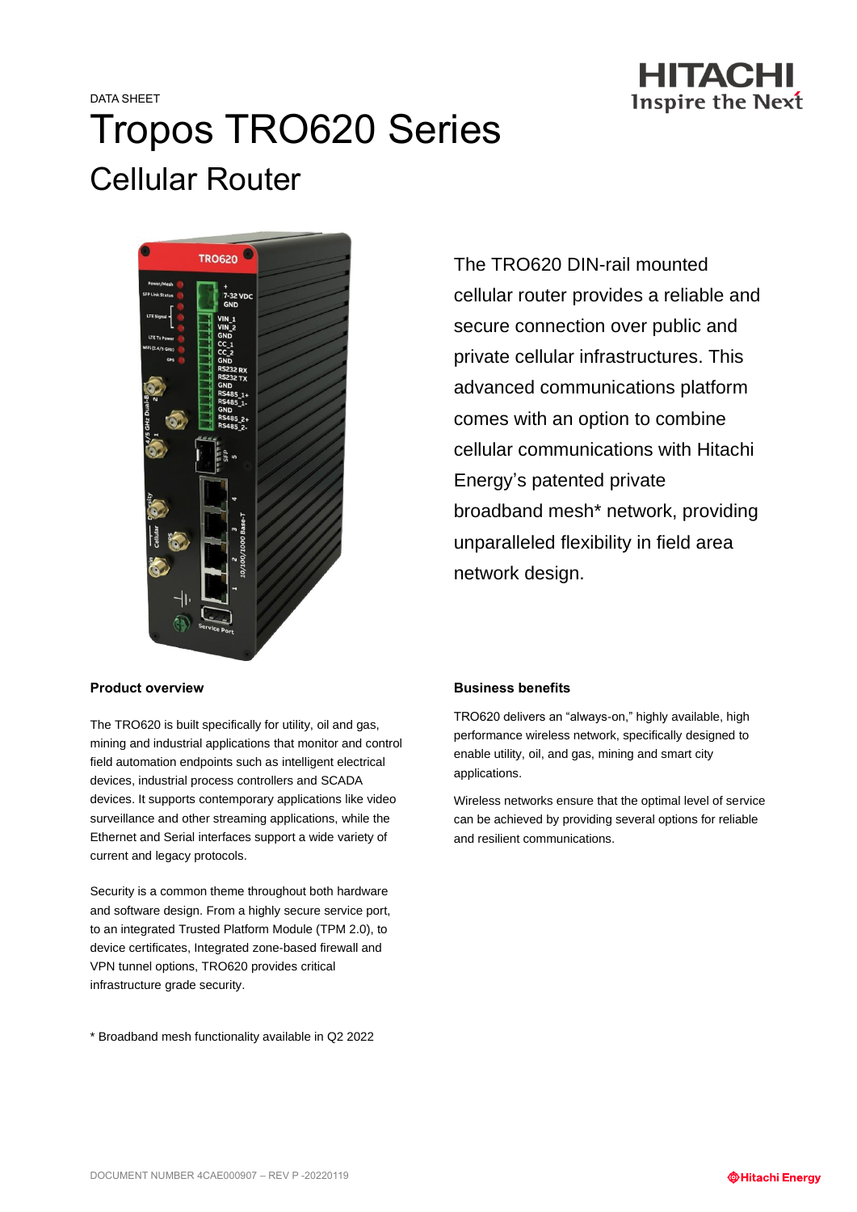DATA SHEET

# Tropos TRO620 Series

## Cellular Router

The TRO620 DIN-rail mounted cellular router provides a reliable and secure connection over public and private cellular infrastructures. This advanced communications platform comes with an option to combine cellular communications with Hitachi Energy's patented private broadband mesh* network, providing unparalleled flexibility in field area network design.

**Product overview**

The TRO620 is built specifically for utility, oil and gas, mining and industrial applications that monitor and control field automation endpoints such as intelligent electrical devices, industrial process controllers and SCADA devices. It supports contemporary applications like video surveillance and other streaming applications, while the Ethernet and Serial interfaces support a wide variety of current and legacy protocols.

Security is a common theme throughout both hardware and software design. From a highly secure service port, to an integrated Trusted Platform Module (TPM 2.0), to device certificates, Integrated zone-based firewall and VPN tunnel options, TRO620 provides critical infrastructure grade security.

* Broadband mesh functionality available in Q2 2022

**Business benefits**

TRO620 delivers an "always-on," highly available, high performance wireless network, specifically designed to enable utility, oil, and gas, mining and smart city applications.

Wireless networks ensure that the optimal level of service can be achieved by providing several options for reliable and resilient communications.

DOCUMENT NUMBER 4CAE000907 – REV P -20220119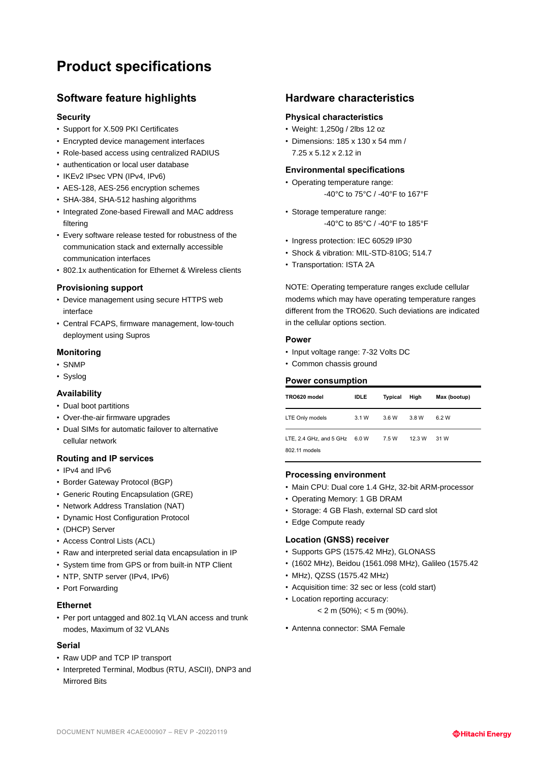# Product specifications

## Software feature highlights

### Security

- Support for X.509 PKI Certificates
- Encrypted device management interfaces
- Role-based access using centralized RADIUS
- authentication or local user database
- IKEv2 IPsec VPN (IPv4, IPv6)
- AES-128, AES-256 encryption schemes
- SHA-384, SHA-512 hashing algorithms
- Integrated Zone-based Firewall and MAC address filtering
- Every software release tested for robustness of the communication stack and externally accessible communication interfaces
- 802.1x authentication for Ethernet & Wireless clients

### Provisioning support

- Device management using secure HTTPS web interface
- Central FCAPS, firmware management, low-touch deployment using Supros

### Monitoring

- SNMP
- Syslog

### Availability

- Dual boot partitions
- Over-the-air firmware upgrades
- Dual SIMs for automatic failover to alternative cellular network

### Routing and IP services

- IPv4 and IPv6
- Border Gateway Protocol (BGP)
- Generic Routing Encapsulation (GRE)
- Network Address Translation (NAT)
- Dynamic Host Configuration Protocol
- (DHCP) Server
- Access Control Lists (ACL)
- Raw and interpreted serial data encapsulation in IP
- System time from GPS or from built-in NTP Client
- NTP, SNTP server (IPv4, IPv6)
- Port Forwarding

### Ethernet

- Per port untagged and 802.1q VLAN access and trunk modes, Maximum of 32 VLANs

### Serial

- Raw UDP and TCP IP transport
- Interpreted Terminal, Modbus (RTU, ASCII), DNP3 and Mirrored Bits

## Hardware characteristics

### Physical characteristics

- Weight: 1,250g / 2lbs 12 oz
- Dimensions: 185 x 130 x 54 mm / 7.25 x 5.12 x 2.12 in

### Environmental specifications

- Operating temperature range:
  -40°C to 75°C / -40°F to 167°F
- Storage temperature range:
  -40°C to 85°C / -40°F to 185°F
- Ingress protection: IEC 60529 IP30
- Shock & vibration: MIL-STD-810G; 514.7
- Transportation: ISTA 2A

NOTE: Operating temperature ranges exclude cellular modems which may have operating temperature ranges different from the TRO620. Such deviations are indicated in the cellular options section.

### Power

- Input voltage range: 7-32 Volts DC
- Common chassis ground

### Power consumption

| TRO620 model | IDLE | Typical | High | Max (bootup) |
|---|---|---|---|---|
| LTE Only models | 3.1 W | 3.6 W | 3.8 W | 6.2 W |
| LTE, 2.4 GHz, and 5 GHz 802.11 models | 6.0 W | 7.5 W | 12.3 W | 31 W |

### Processing environment

- Main CPU: Dual core 1.4 GHz, 32-bit ARM-processor
- Operating Memory: 1 GB DRAM
- Storage: 4 GB Flash, external SD card slot
- Edge Compute ready

### Location (GNSS) receiver

- Supports GPS (1575.42 MHz), GLONASS
- (1602 MHz), Beidou (1561.098 MHz), Galileo (1575.42
- MHz), QZSS (1575.42 MHz)
- Acquisition time: 32 sec or less (cold start)
- Location reporting accuracy:
  < 2 m (50%); < 5 m (90%).
- Antenna connector: SMA Female

DOCUMENT NUMBER 4CAE000907 – REV P -20220119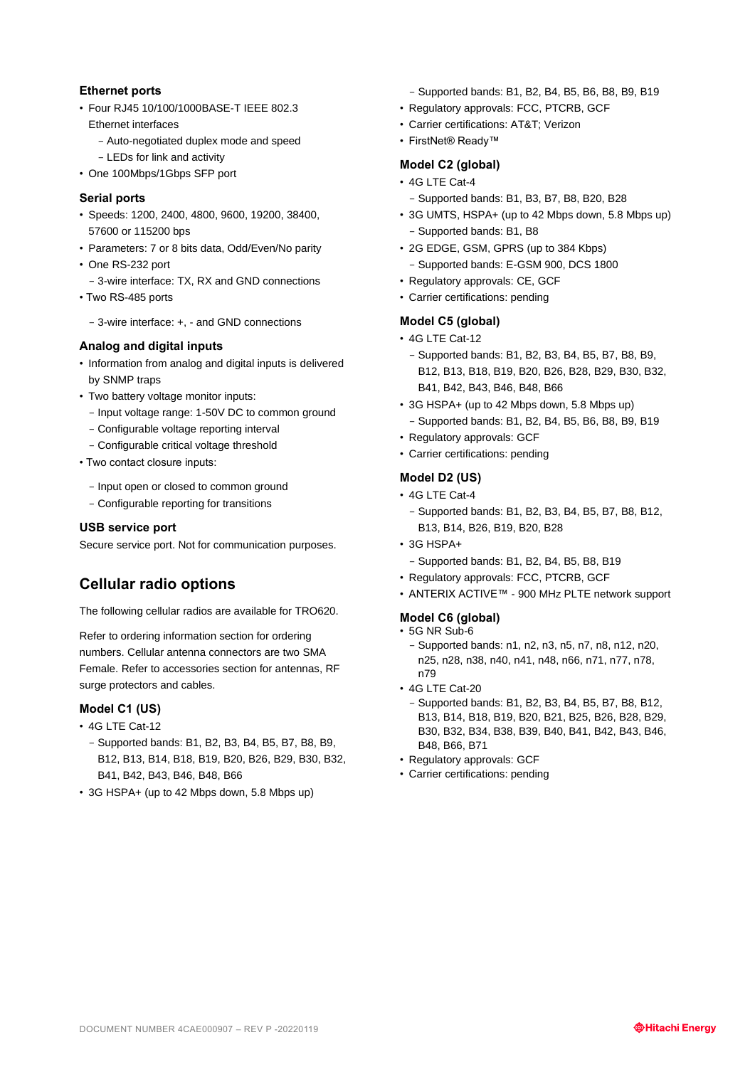### Ethernet ports

- Four RJ45 10/100/1000BASE-T IEEE 802.3 Ethernet interfaces
  - Auto-negotiated duplex mode and speed
  - LEDs for link and activity
- One 100Mbps/1Gbps SFP port

### Serial ports

- Speeds: 1200, 2400, 4800, 9600, 19200, 38400, 57600 or 115200 bps
- Parameters: 7 or 8 bits data, Odd/Even/No parity
- One RS-232 port
  - 3-wire interface: TX, RX and GND connections
- Two RS-485 ports
  - 3-wire interface: +, - and GND connections

### Analog and digital inputs

- Information from analog and digital inputs is delivered by SNMP traps
- Two battery voltage monitor inputs:
  - Input voltage range: 1-50V DC to common ground
  - Configurable voltage reporting interval
  - Configurable critical voltage threshold
- Two contact closure inputs:
  - Input open or closed to common ground
  - Configurable reporting for transitions

### USB service port

Secure service port. Not for communication purposes.

## Cellular radio options

The following cellular radios are available for TRO620.

Refer to ordering information section for ordering numbers. Cellular antenna connectors are two SMA Female. Refer to accessories section for antennas, RF surge protectors and cables.

### Model C1 (US)

- 4G LTE Cat-12
  - Supported bands: B1, B2, B3, B4, B5, B7, B8, B9, B12, B13, B14, B18, B19, B20, B26, B29, B30, B32, B41, B42, B43, B46, B48, B66
- 3G HSPA+ (up to 42 Mbps down, 5.8 Mbps up)
  - Supported bands: B1, B2, B4, B5, B6, B8, B9, B19
- Regulatory approvals: FCC, PTCRB, GCF
- Carrier certifications: AT&T; Verizon
- FirstNet® Ready™

### Model C2 (global)

- 4G LTE Cat-4
  - Supported bands: B1, B3, B7, B8, B20, B28
- 3G UMTS, HSPA+ (up to 42 Mbps down, 5.8 Mbps up)
  - Supported bands: B1, B8
- 2G EDGE, GSM, GPRS (up to 384 Kbps)
  - Supported bands: E-GSM 900, DCS 1800
- Regulatory approvals: CE, GCF
- Carrier certifications: pending

### Model C5 (global)

- 4G LTE Cat-12
  - Supported bands: B1, B2, B3, B4, B5, B7, B8, B9, B12, B13, B18, B19, B20, B26, B28, B29, B30, B32, B41, B42, B43, B46, B48, B66
- 3G HSPA+ (up to 42 Mbps down, 5.8 Mbps up)
  - Supported bands: B1, B2, B4, B5, B6, B8, B9, B19
- Regulatory approvals: GCF
- Carrier certifications: pending

### Model D2 (US)

- 4G LTE Cat-4
  - Supported bands: B1, B2, B3, B4, B5, B7, B8, B12, B13, B14, B26, B19, B20, B28
- 3G HSPA+
  - Supported bands: B1, B2, B4, B5, B8, B19
- Regulatory approvals: FCC, PTCRB, GCF
- ANTERIX ACTIVE™ - 900 MHz PLTE network support

### Model C6 (global)

- 5G NR Sub-6
  - Supported bands: n1, n2, n3, n5, n7, n8, n12, n20, n25, n28, n38, n40, n41, n48, n66, n71, n77, n78, n79
- 4G LTE Cat-20
  - Supported bands: B1, B2, B3, B4, B5, B7, B8, B12, B13, B14, B18, B19, B20, B21, B25, B26, B28, B29, B30, B32, B34, B38, B39, B40, B41, B42, B43, B46, B48, B66, B71
- Regulatory approvals: GCF
- Carrier certifications: pending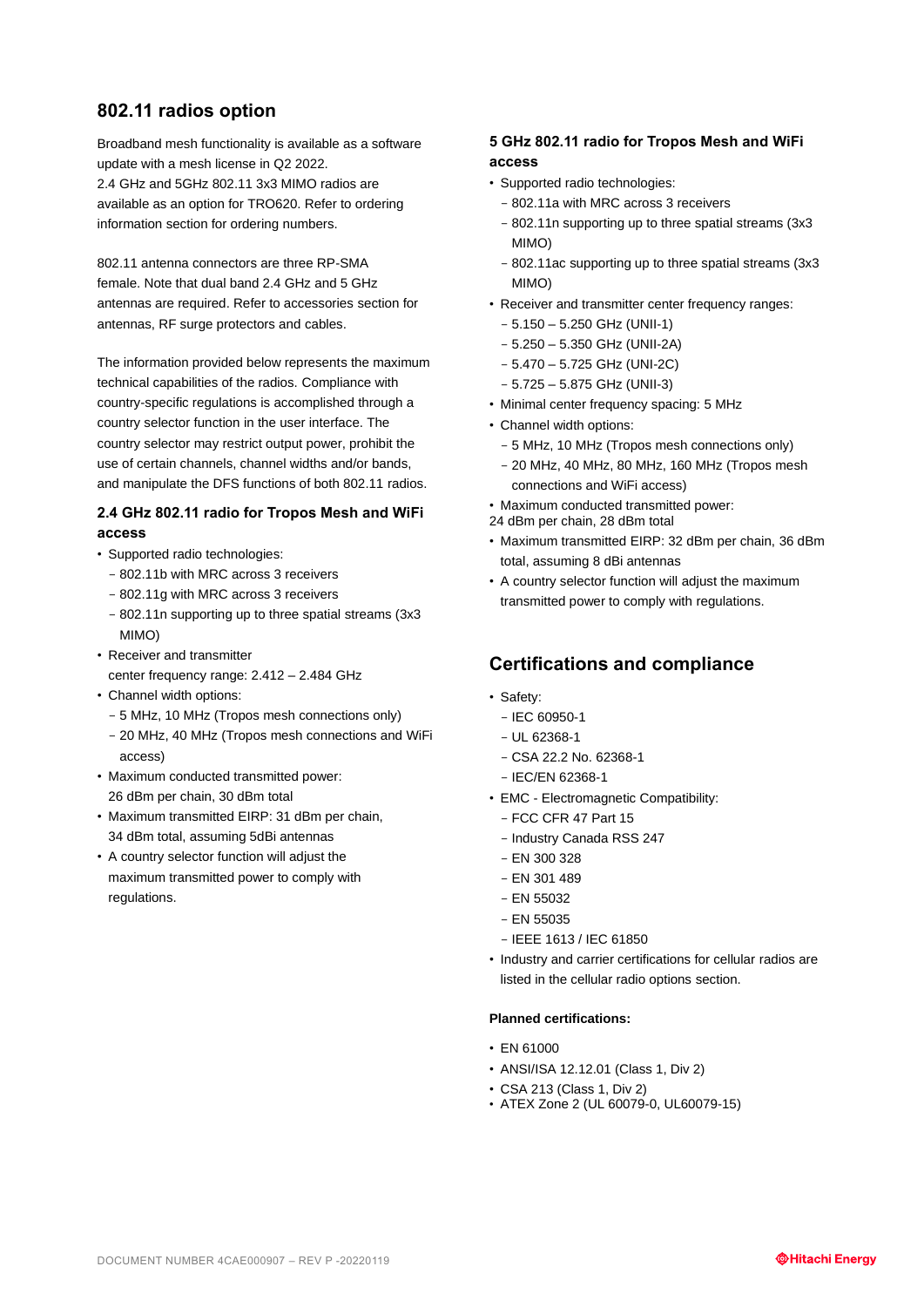## 802.11 radios option

Broadband mesh functionality is available as a software update with a mesh license in Q2 2022.
2.4 GHz and 5GHz 802.11 3x3 MIMO radios are available as an option for TRO620. Refer to ordering information section for ordering numbers.

802.11 antenna connectors are three RP-SMA female. Note that dual band 2.4 GHz and 5 GHz antennas are required. Refer to accessories section for antennas, RF surge protectors and cables.

The information provided below represents the maximum technical capabilities of the radios. Compliance with country-specific regulations is accomplished through a country selector function in the user interface. The country selector may restrict output power, prohibit the use of certain channels, channel widths and/or bands, and manipulate the DFS functions of both 802.11 radios.

### 2.4 GHz 802.11 radio for Tropos Mesh and WiFi access

- Supported radio technologies:
  - 802.11b with MRC across 3 receivers
  - 802.11g with MRC across 3 receivers
  - 802.11n supporting up to three spatial streams (3x3 MIMO)
- Receiver and transmitter center frequency range: 2.412 – 2.484 GHz
- Channel width options:
  - 5 MHz, 10 MHz (Tropos mesh connections only)
  - 20 MHz, 40 MHz (Tropos mesh connections and WiFi access)
- Maximum conducted transmitted power: 26 dBm per chain, 30 dBm total
- Maximum transmitted EIRP: 31 dBm per chain, 34 dBm total, assuming 5dBi antennas
- A country selector function will adjust the maximum transmitted power to comply with regulations.

### 5 GHz 802.11 radio for Tropos Mesh and WiFi access

- Supported radio technologies:
  - 802.11a with MRC across 3 receivers
  - 802.11n supporting up to three spatial streams (3x3 MIMO)
  - 802.11ac supporting up to three spatial streams (3x3 MIMO)
- Receiver and transmitter center frequency ranges:
  - 5.150 – 5.250 GHz (UNII-1)
  - 5.250 – 5.350 GHz (UNII-2A)
  - 5.470 – 5.725 GHz (UNI-2C)
  - 5.725 – 5.875 GHz (UNII-3)
- Minimal center frequency spacing: 5 MHz
- Channel width options:
  - 5 MHz, 10 MHz (Tropos mesh connections only)
  - 20 MHz, 40 MHz, 80 MHz, 160 MHz (Tropos mesh connections and WiFi access)
- Maximum conducted transmitted power: 24 dBm per chain, 28 dBm total
- Maximum transmitted EIRP: 32 dBm per chain, 36 dBm total, assuming 8 dBi antennas
- A country selector function will adjust the maximum transmitted power to comply with regulations.

## Certifications and compliance

- Safety:
  - IEC 60950-1
  - UL 62368-1
  - CSA 22.2 No. 62368-1
  - IEC/EN 62368-1
- EMC - Electromagnetic Compatibility:
  - FCC CFR 47 Part 15
  - Industry Canada RSS 247
  - EN 300 328
  - EN 301 489
  - EN 55032
  - EN 55035
  - IEEE 1613 / IEC 61850
- Industry and carrier certifications for cellular radios are listed in the cellular radio options section.

**Planned certifications:**

- EN 61000
- ANSI/ISA 12.12.01 (Class 1, Div 2)
- CSA 213 (Class 1, Div 2)
- ATEX Zone 2 (UL 60079-0, UL60079-15)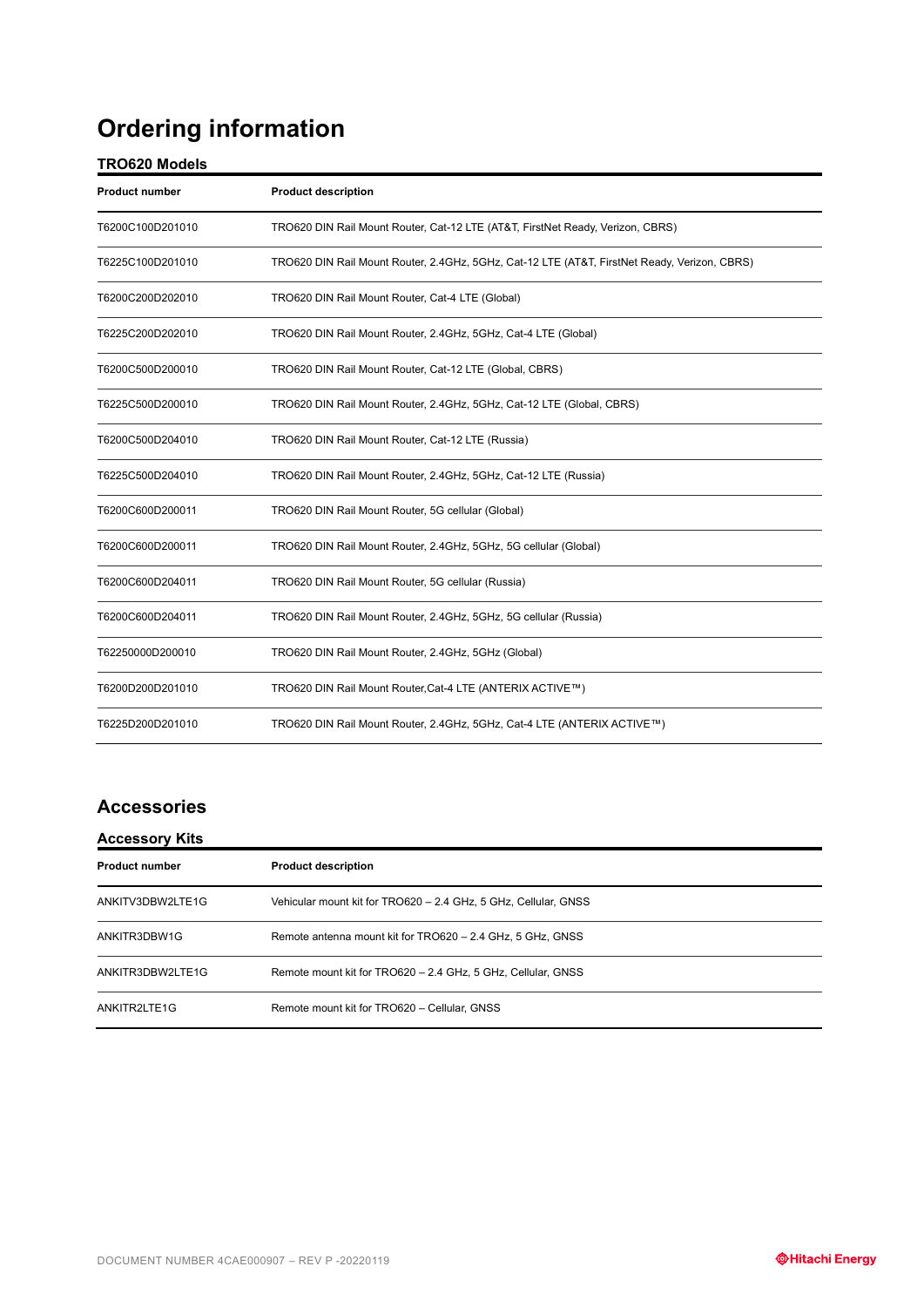# Ordering information

### TRO620 Models

| Product number | Product description |
|---|---|
| T6200C100D201010 | TRO620 DIN Rail Mount Router, Cat-12 LTE (AT&T, FirstNet Ready, Verizon, CBRS) |
| T6225C100D201010 | TRO620 DIN Rail Mount Router, 2.4GHz, 5GHz, Cat-12 LTE (AT&T, FirstNet Ready, Verizon, CBRS) |
| T6200C200D202010 | TRO620 DIN Rail Mount Router, Cat-4 LTE (Global) |
| T6225C200D202010 | TRO620 DIN Rail Mount Router, 2.4GHz, 5GHz, Cat-4 LTE (Global) |
| T6200C500D200010 | TRO620 DIN Rail Mount Router, Cat-12 LTE (Global, CBRS) |
| T6225C500D200010 | TRO620 DIN Rail Mount Router, 2.4GHz, 5GHz, Cat-12 LTE (Global, CBRS) |
| T6200C500D204010 | TRO620 DIN Rail Mount Router, Cat-12 LTE (Russia) |
| T6225C500D204010 | TRO620 DIN Rail Mount Router, 2.4GHz, 5GHz, Cat-12 LTE (Russia) |
| T6200C600D200011 | TRO620 DIN Rail Mount Router, 5G cellular (Global) |
| T6200C600D200011 | TRO620 DIN Rail Mount Router, 2.4GHz, 5GHz, 5G cellular (Global) |
| T6200C600D204011 | TRO620 DIN Rail Mount Router, 5G cellular (Russia) |
| T6200C600D204011 | TRO620 DIN Rail Mount Router, 2.4GHz, 5GHz, 5G cellular (Russia) |
| T62250000D200010 | TRO620 DIN Rail Mount Router, 2.4GHz, 5GHz (Global) |
| T6200D200D201010 | TRO620 DIN Rail Mount Router,Cat-4 LTE (ANTERIX ACTIVE™) |
| T6225D200D201010 | TRO620 DIN Rail Mount Router, 2.4GHz, 5GHz, Cat-4 LTE (ANTERIX ACTIVE™) |

## Accessories

### Accessory Kits

| Product number | Product description |
|---|---|
| ANKITV3DBW2LTE1G | Vehicular mount kit for TRO620 – 2.4 GHz, 5 GHz, Cellular, GNSS |
| ANKITR3DBW1G | Remote antenna mount kit for TRO620 – 2.4 GHz, 5 GHz, GNSS |
| ANKITR3DBW2LTE1G | Remote mount kit for TRO620 – 2.4 GHz, 5 GHz, Cellular, GNSS |
| ANKITR2LTE1G | Remote mount kit for TRO620 – Cellular, GNSS |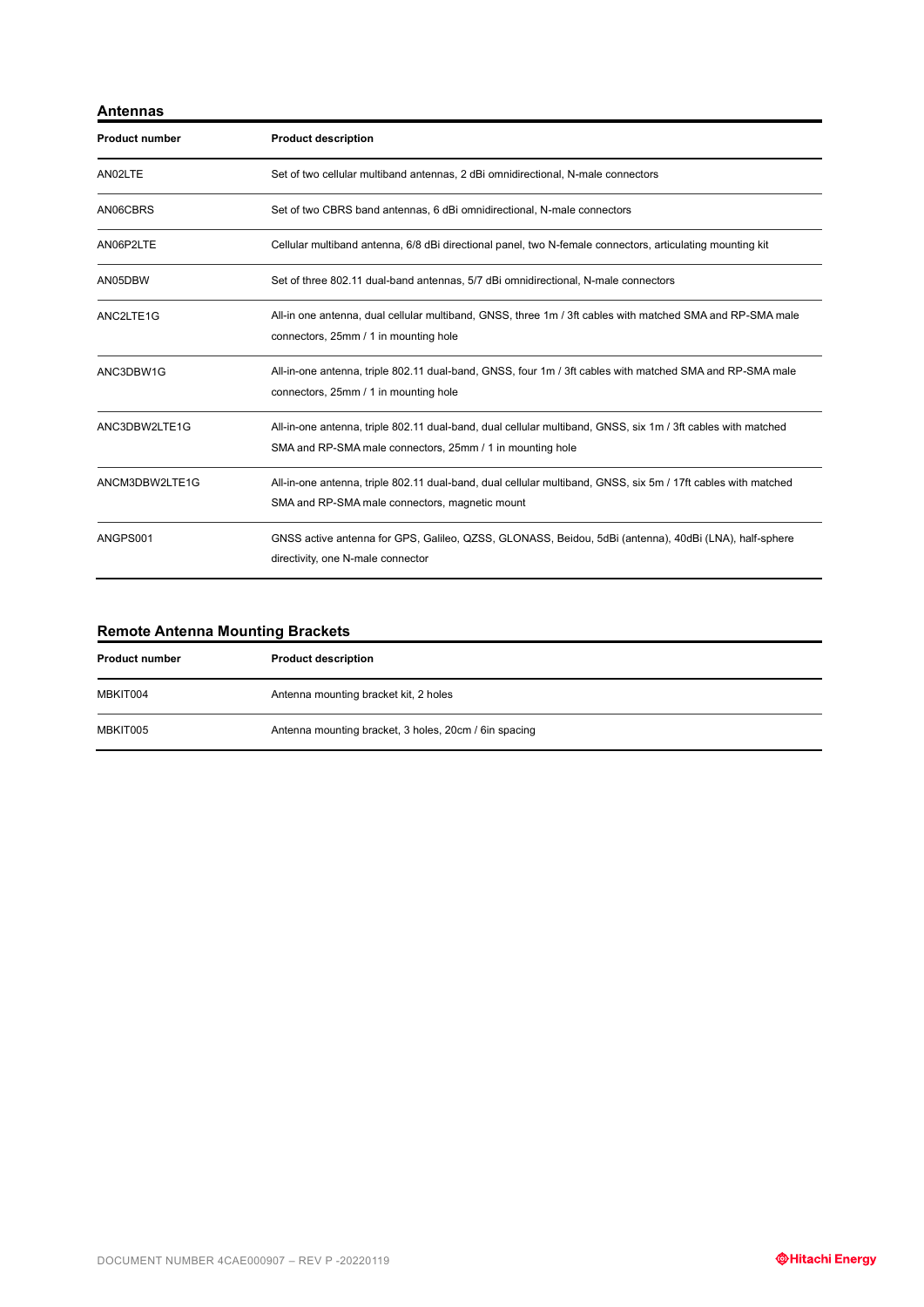## Antennas

| Product number | Product description |
| --- | --- |
| AN02LTE | Set of two cellular multiband antennas, 2 dBi omnidirectional, N-male connectors |
| AN06CBRS | Set of two CBRS band antennas, 6 dBi omnidirectional, N-male connectors |
| AN06P2LTE | Cellular multiband antenna, 6/8 dBi directional panel, two N-female connectors, articulating mounting kit |
| AN05DBW | Set of three 802.11 dual-band antennas, 5/7 dBi omnidirectional, N-male connectors |
| ANC2LTE1G | All-in one antenna, dual cellular multiband, GNSS, three 1m / 3ft cables with matched SMA and RP-SMA male connectors, 25mm / 1 in mounting hole |
| ANC3DBW1G | All-in-one antenna, triple 802.11 dual-band, GNSS, four 1m / 3ft cables with matched SMA and RP-SMA male connectors, 25mm / 1 in mounting hole |
| ANC3DBW2LTE1G | All-in-one antenna, triple 802.11 dual-band, dual cellular multiband, GNSS, six 1m / 3ft cables with matched SMA and RP-SMA male connectors, 25mm / 1 in mounting hole |
| ANCM3DBW2LTE1G | All-in-one antenna, triple 802.11 dual-band, dual cellular multiband, GNSS, six 5m / 17ft cables with matched SMA and RP-SMA male connectors, magnetic mount |
| ANGPS001 | GNSS active antenna for GPS, Galileo, QZSS, GLONASS, Beidou, 5dBi (antenna), 40dBi (LNA), half-sphere directivity, one N-male connector |

## Remote Antenna Mounting Brackets

| Product number | Product description |
| --- | --- |
| MBKIT004 | Antenna mounting bracket kit, 2 holes |
| MBKIT005 | Antenna mounting bracket, 3 holes, 20cm / 6in spacing |

DOCUMENT NUMBER 4CAE000907 – REV P -20220119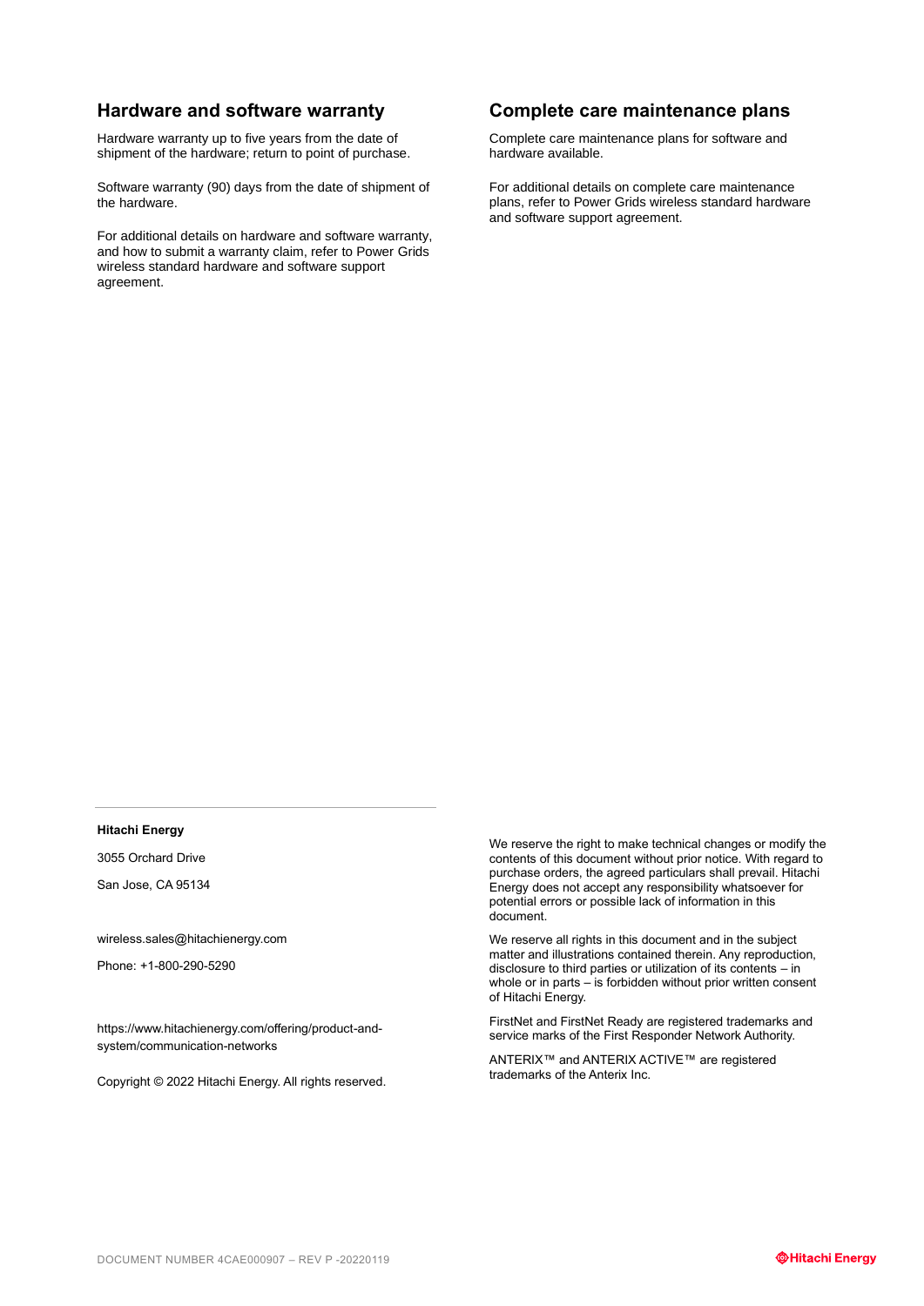## Hardware and software warranty

Hardware warranty up to five years from the date of shipment of the hardware; return to point of purchase.

Software warranty (90) days from the date of shipment of the hardware.

For additional details on hardware and software warranty, and how to submit a warranty claim, refer to Power Grids wireless standard hardware and software support agreement.

## Complete care maintenance plans

Complete care maintenance plans for software and hardware available.

For additional details on complete care maintenance plans, refer to Power Grids wireless standard hardware and software support agreement.

---

**Hitachi Energy**

3055 Orchard Drive

San Jose, CA 95134

wireless.sales@hitachienergy.com

Phone: +1-800-290-5290

https://www.hitachienergy.com/offering/product-and-system/communication-networks

Copyright © 2022 Hitachi Energy. All rights reserved.

We reserve the right to make technical changes or modify the contents of this document without prior notice. With regard to purchase orders, the agreed particulars shall prevail. Hitachi Energy does not accept any responsibility whatsoever for potential errors or possible lack of information in this document.

We reserve all rights in this document and in the subject matter and illustrations contained therein. Any reproduction, disclosure to third parties or utilization of its contents – in whole or in parts – is forbidden without prior written consent of Hitachi Energy.

FirstNet and FirstNet Ready are registered trademarks and service marks of the First Responder Network Authority.

ANTERIX™ and ANTERIX ACTIVE™ are registered trademarks of the Anterix Inc.

DOCUMENT NUMBER 4CAE000907 – REV P -20220119